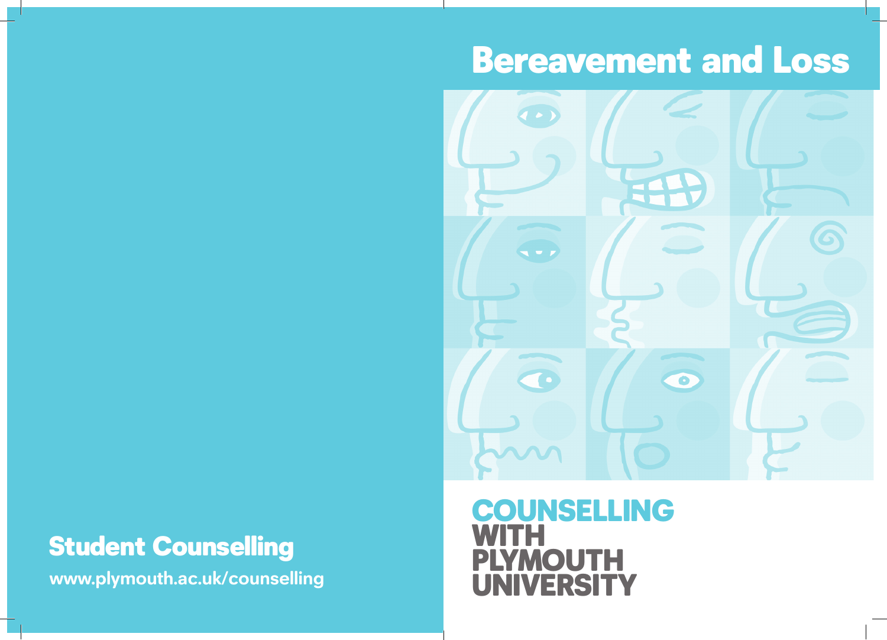# Bereavement and Loss

**COUNSELLING WITH PLYMOUTH UNIVERSITY**

## Student Counselling

**www.plymouth.ac.uk/counselling**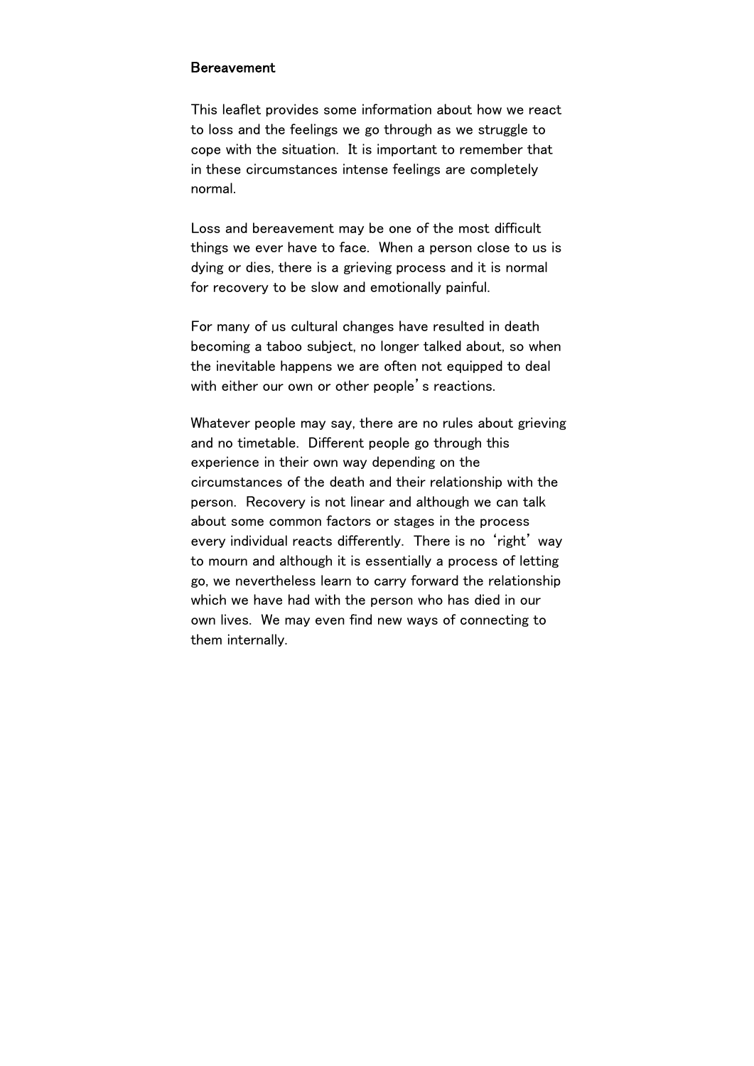## Bereavement

This leaflet provides some information about how we react to loss and the feelings we go through as we struggle to cope with the situation. It is important to remember that in these circumstances intense feelings are completely normal.

Loss and bereavement may be one of the most difficult things we ever have to face. When a person close to us is dying or dies, there is a grieving process and it is normal for recovery to be slow and emotionally painful.

For many of us cultural changes have resulted in death becoming a taboo subject, no longer talked about, so when the inevitable happens we are often not equipped to deal with either our own or other people's reactions.

Whatever people may say, there are no rules about grieving and no timetable. Different people go through this experience in their own way depending on the circumstances of the death and their relationship with the person. Recovery is not linear and although we can talk about some common factors or stages in the process every individual reacts differently. There is no 'right' way to mourn and although it is essentially a process of letting go, we nevertheless learn to carry forward the relationship which we have had with the person who has died in our own lives. We may even find new ways of connecting to them internally.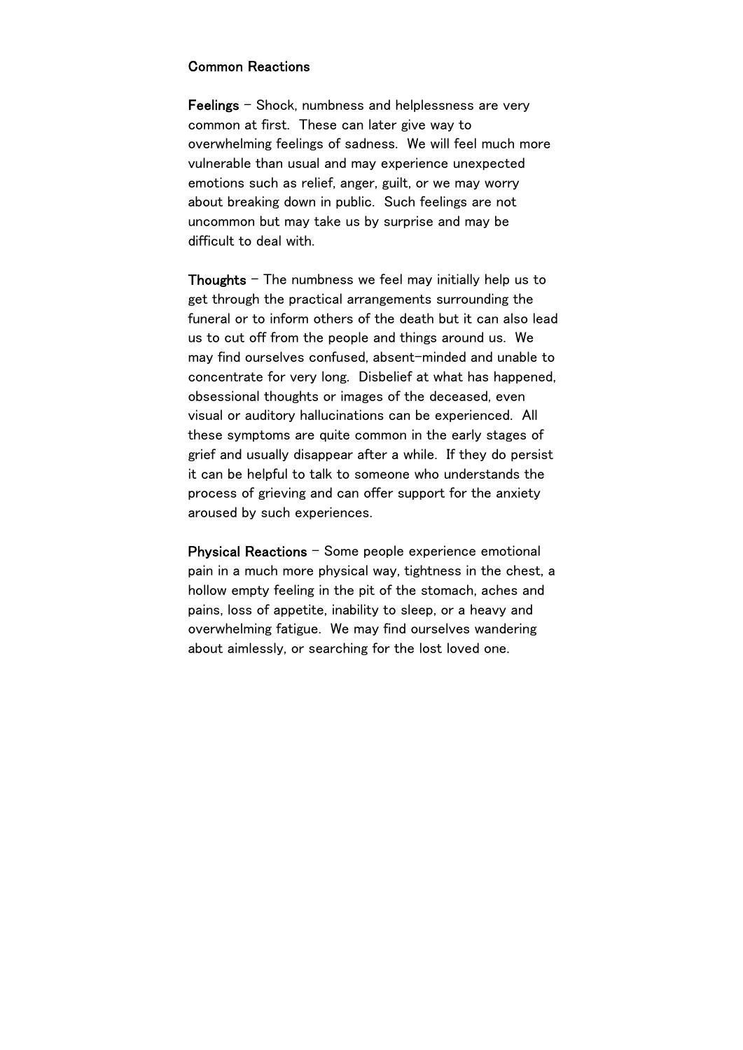## Common Reactions

**Feelings** – Shock, numbness and helplessness are very common at first. These can later give way to overwhelming feelings of sadness. We will feel much more vulnerable than usual and may experience unexpected emotions such as relief, anger, guilt, or we may worry about breaking down in public. Such feelings are not uncommon but may take us by surprise and may be difficult to deal with.

**Thoughts** – The numbness we feel may initially help us to get through the practical arrangements surrounding the funeral or to inform others of the death but it can also lead us to cut off from the people and things around us. We may find ourselves confused, absent-minded and unable to concentrate for very long. Disbelief at what has happened, obsessional thoughts or images of the deceased, even visual or auditory hallucinations can be experienced. All these symptoms are quite common in the early stages of grief and usually disappear after a while. If they do persist it can be helpful to talk to someone who understands the process of grieving and can offer support for the anxiety aroused by such experiences.

**Physical Reactions** – Some people experience emotional pain in a much more physical way, tightness in the chest, a hollow empty feeling in the pit of the stomach, aches and pains, loss of appetite, inability to sleep, or a heavy and overwhelming fatigue. We may find ourselves wandering about aimlessly, or searching for the lost loved one.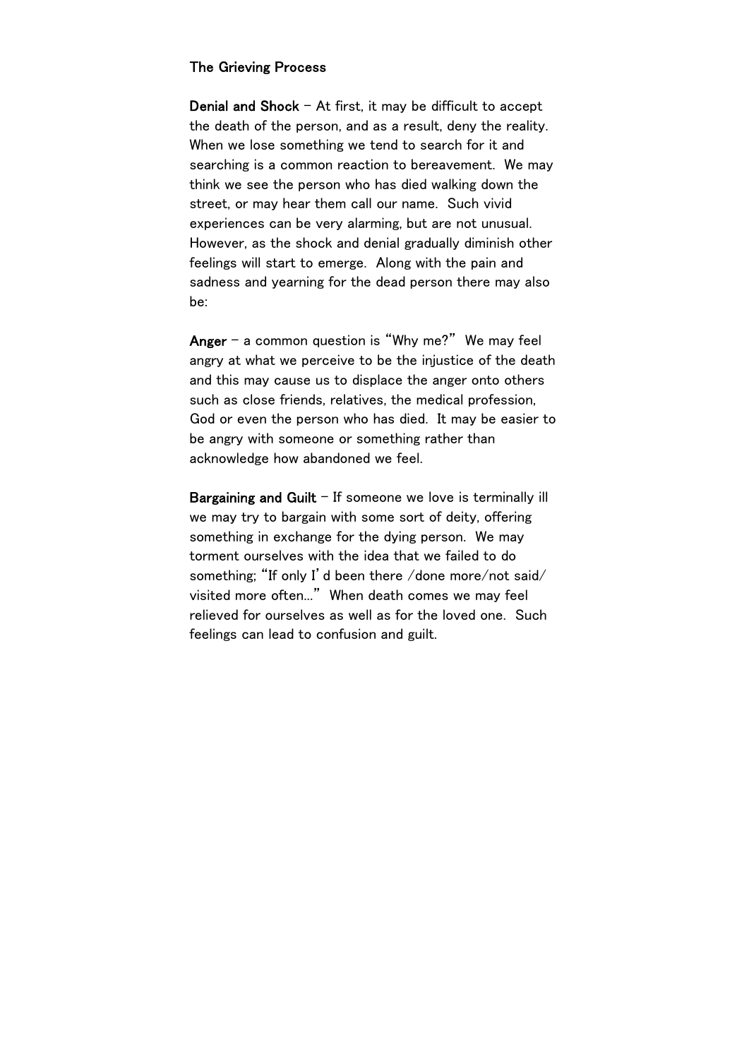**The Grieving Process**

**Denial and Shock** – At first, it may be difficult to accept the death of the person, and as a result, deny the reality. When we lose something we tend to search for it and searching is a common reaction to bereavement. We may think we see the person who has died walking down the street, or may hear them call our name. Such vivid experiences can be very alarming, but are not unusual. However, as the shock and denial gradually diminish other feelings will start to emerge. Along with the pain and sadness and yearning for the dead person there may also be:

**Anger** – a common question is "Why me?" We may feel angry at what we perceive to be the injustice of the death and this may cause us to displace the anger onto others such as close friends, relatives, the medical profession, God or even the person who has died. It may be easier to be angry with someone or something rather than acknowledge how abandoned we feel.

**Bargaining and Guilt** – If someone we love is terminally ill we may try to bargain with some sort of deity, offering something in exchange for the dying person. We may torment ourselves with the idea that we failed to do something; "If only I'd been there /done more/not said/ visited more often…" When death comes we may feel relieved for ourselves as well as for the loved one. Such feelings can lead to confusion and guilt.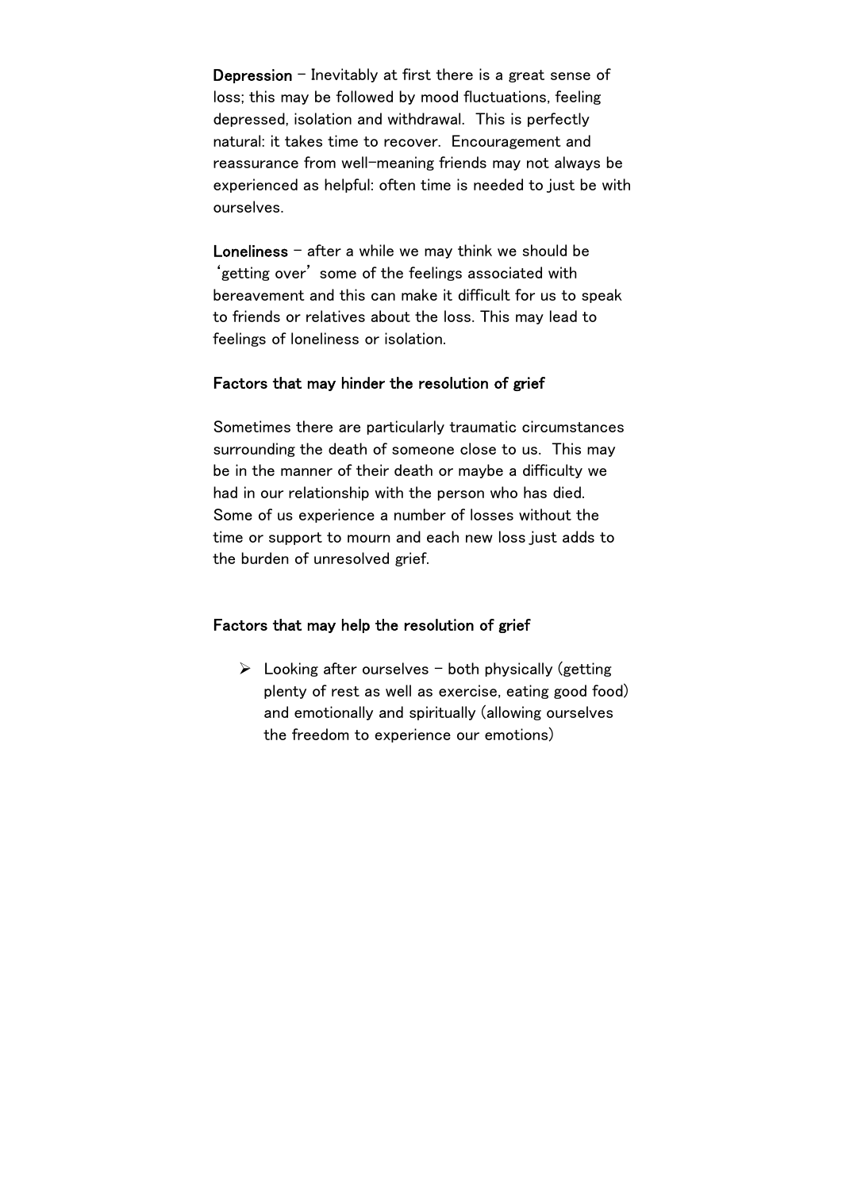**Depression** – Inevitably at first there is a great sense of loss; this may be followed by mood fluctuations, feeling depressed, isolation and withdrawal. This is perfectly natural: it takes time to recover. Encouragement and reassurance from well-meaning friends may not always be experienced as helpful: often time is needed to just be with ourselves.

**Loneliness** – after a while we may think we should be 'getting over' some of the feelings associated with bereavement and this can make it difficult for us to speak to friends or relatives about the loss. This may lead to feelings of loneliness or isolation.

**Factors that may hinder the resolution of grief**

Sometimes there are particularly traumatic circumstances surrounding the death of someone close to us. This may be in the manner of their death or maybe a difficulty we had in our relationship with the person who has died. Some of us experience a number of losses without the time or support to mourn and each new loss just adds to the burden of unresolved grief.

**Factors that may help the resolution of grief**

- Looking after ourselves – both physically (getting plenty of rest as well as exercise, eating good food) and emotionally and spiritually (allowing ourselves the freedom to experience our emotions)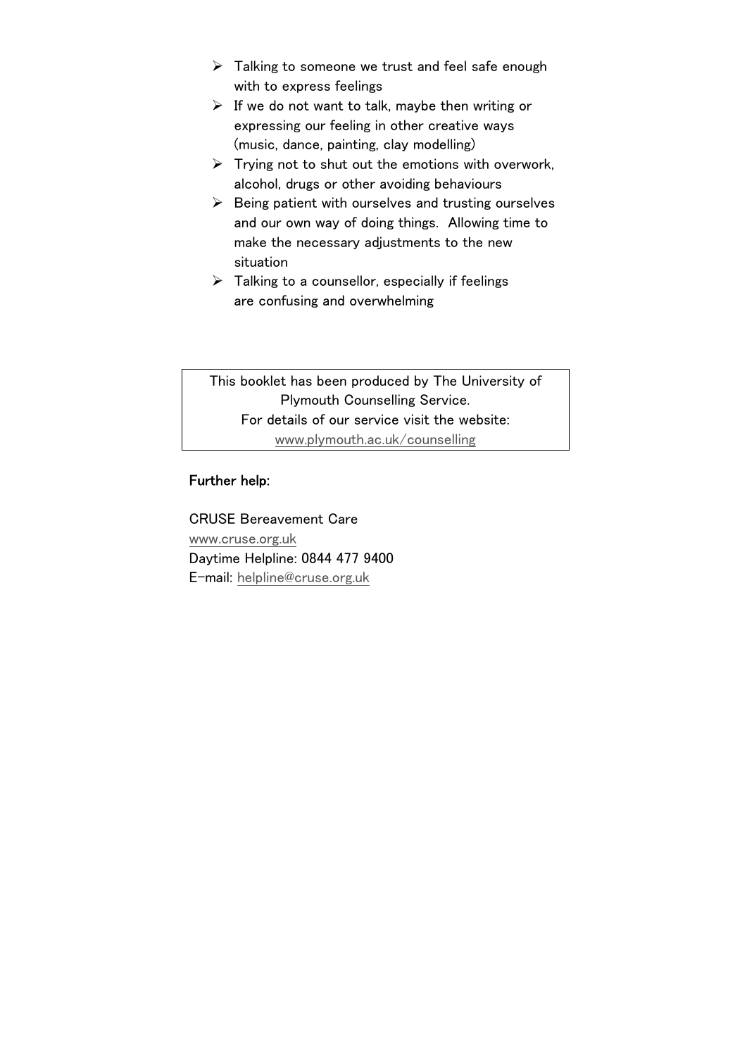- Talking to someone we trust and feel safe enough with to express feelings
- If we do not want to talk, maybe then writing or expressing our feeling in other creative ways (music, dance, painting, clay modelling)
- Trying not to shut out the emotions with overwork, alcohol, drugs or other avoiding behaviours
- Being patient with ourselves and trusting ourselves and our own way of doing things. Allowing time to make the necessary adjustments to the new situation
- Talking to a counsellor, especially if feelings are confusing and overwhelming

This booklet has been produced by The University of Plymouth Counselling Service.
For details of our service visit the website:
www.plymouth.ac.uk/counselling

**Further help:**

CRUSE Bereavement Care
www.cruse.org.uk
Daytime Helpline: 0844 477 9400
E-mail: helpline@cruse.org.uk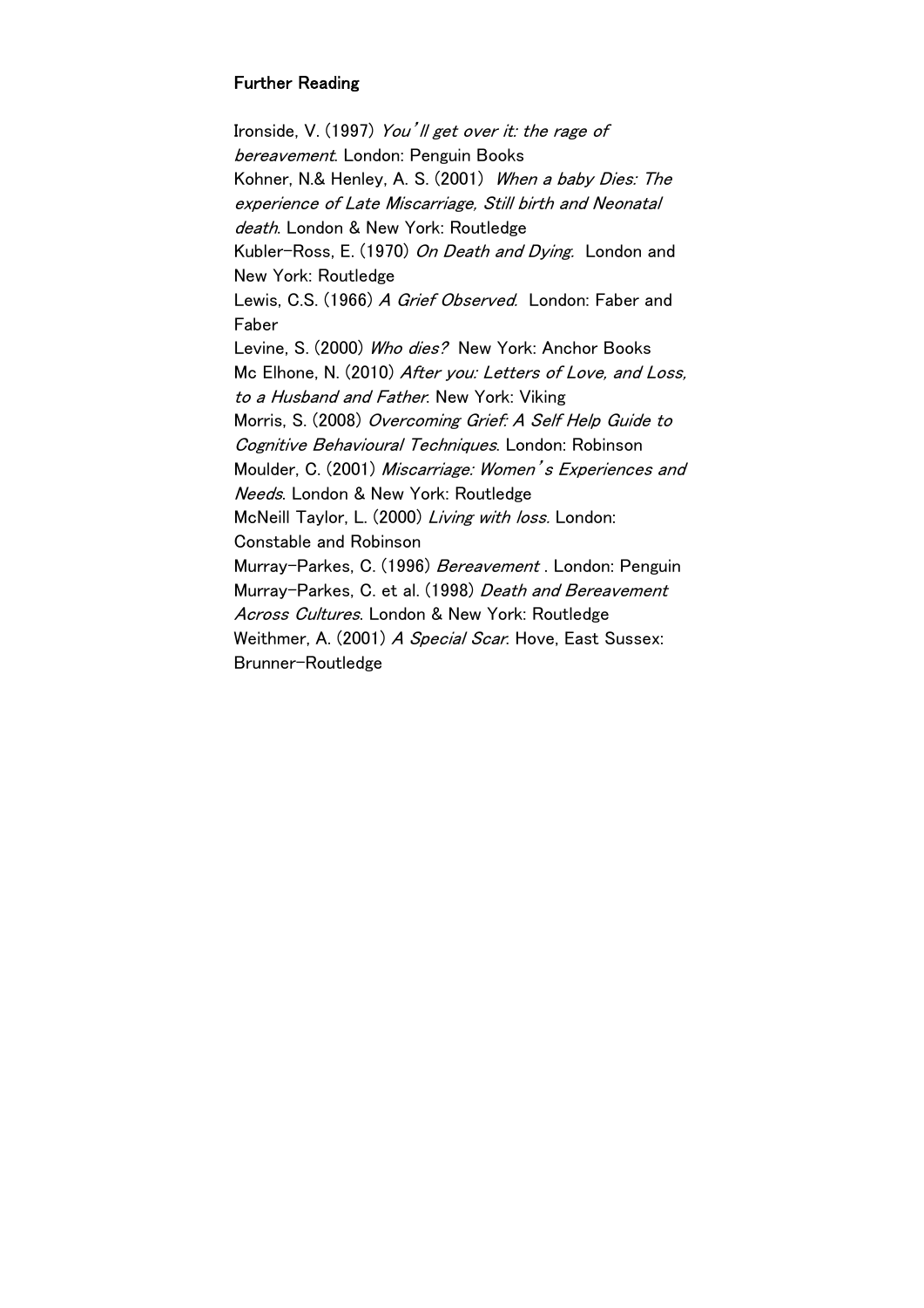## Further Reading

Ironside, V. (1997) *You'll get over it: the rage of bereavement*. London: Penguin Books

Kohner, N.& Henley, A. S. (2001) *When a baby Dies: The experience of Late Miscarriage, Still birth and Neonatal death*. London & New York: Routledge

Kubler-Ross, E. (1970) *On Death and Dying*. London and New York: Routledge

Lewis, C.S. (1966) *A Grief Observed*. London: Faber and Faber

Levine, S. (2000) *Who dies?* New York: Anchor Books

Mc Elhone, N. (2010) *After you: Letters of Love, and Loss, to a Husband and Father*. New York: Viking

Morris, S. (2008) *Overcoming Grief: A Self Help Guide to Cognitive Behavioural Techniques*. London: Robinson

Moulder, C. (2001) *Miscarriage: Women's Experiences and Needs*. London & New York: Routledge

McNeill Taylor, L. (2000) *Living with loss*. London: Constable and Robinson

Murray-Parkes, C. (1996) *Bereavement* . London: Penguin

Murray-Parkes, C. et al. (1998) *Death and Bereavement Across Cultures*. London & New York: Routledge

Weithmer, A. (2001) *A Special Scar*. Hove, East Sussex: Brunner-Routledge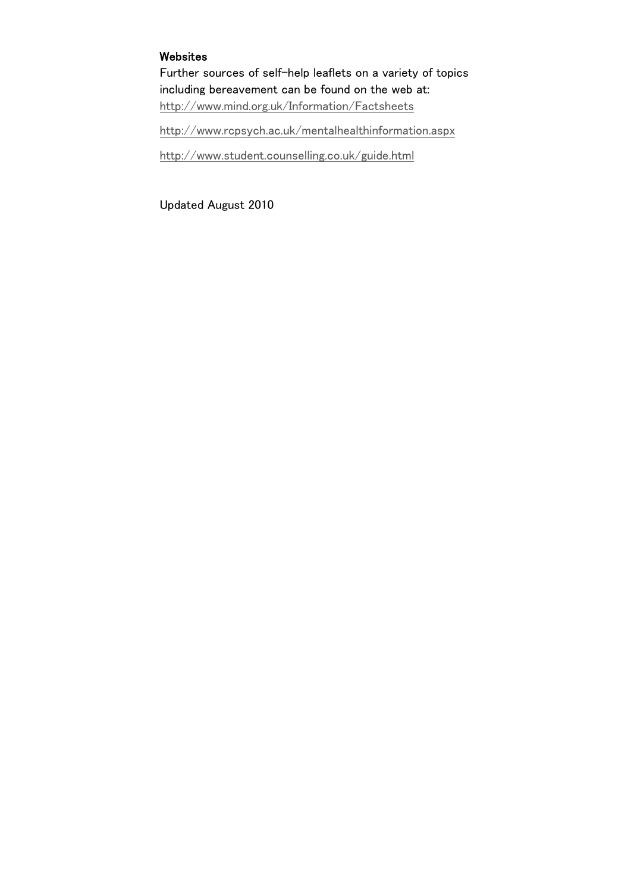**Websites**

Further sources of self-help leaflets on a variety of topics including bereavement can be found on the web at:
http://www.mind.org.uk/Information/Factsheets

http://www.rcpsych.ac.uk/mentalhealthinformation.aspx

http://www.student.counselling.co.uk/guide.html

Updated August 2010